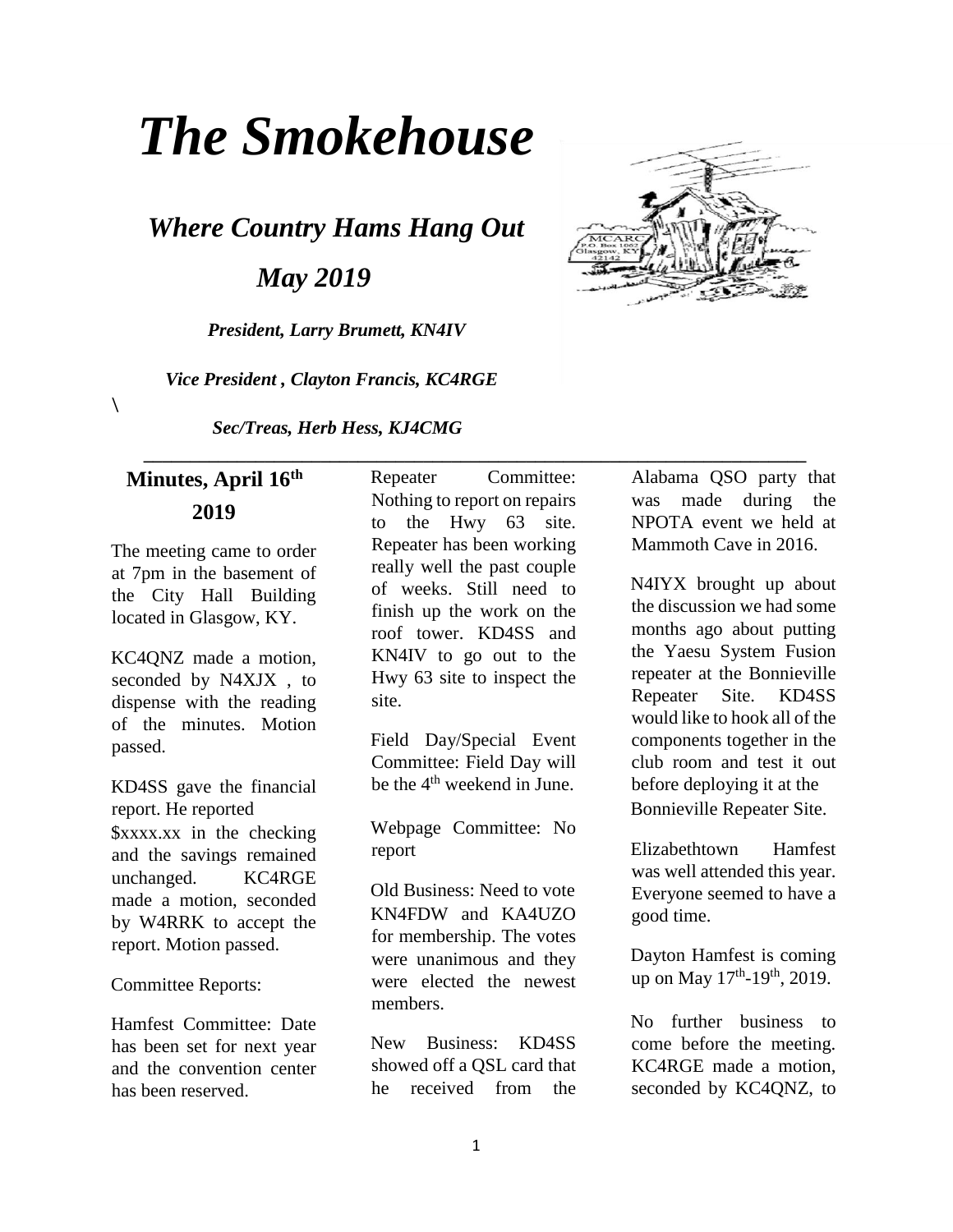# The Smokehouse

## *Where Country Hams Hang Out*

## *May 2019*

***President, Larry Brumett, KN4IV***

***Vice President , Clayton Francis, KC4RGE***

\

***Sec/Treas, Herb Hess, KJ4CMG***

---

## Minutes, April 16th 2019

The meeting came to order at 7pm in the basement of the City Hall Building located in Glasgow, KY.

KC4QNZ made a motion, seconded by N4XJX , to dispense with the reading of the minutes. Motion passed.

KD4SS gave the financial report. He reported $xxxx.xx in the checking and the savings remained unchanged. KC4RGE made a motion, seconded by W4RRK to accept the report. Motion passed.

Committee Reports:

Hamfest Committee: Date has been set for next year and the convention center has been reserved.

Repeater Committee: Nothing to report on repairs to the Hwy 63 site. Repeater has been working really well the past couple of weeks. Still need to finish up the work on the roof tower. KD4SS and KN4IV to go out to the Hwy 63 site to inspect the site.

Field Day/Special Event Committee: Field Day will be the 4th weekend in June.

Webpage Committee: No report

Old Business: Need to vote KN4FDW and KA4UZO for membership. The votes were unanimous and they were elected the newest members.

New Business: KD4SS showed off a QSL card that he received from the Alabama QSO party that was made during the NPOTA event we held at Mammoth Cave in 2016.

N4IYX brought up about the discussion we had some months ago about putting the Yaesu System Fusion repeater at the Bonnieville Repeater Site. KD4SS would like to hook all of the components together in the club room and test it out before deploying it at the Bonnieville Repeater Site.

Elizabethtown Hamfest was well attended this year. Everyone seemed to have a good time.

Dayton Hamfest is coming up on May 17th-19th, 2019.

No further business to come before the meeting. KC4RGE made a motion, seconded by KC4QNZ, to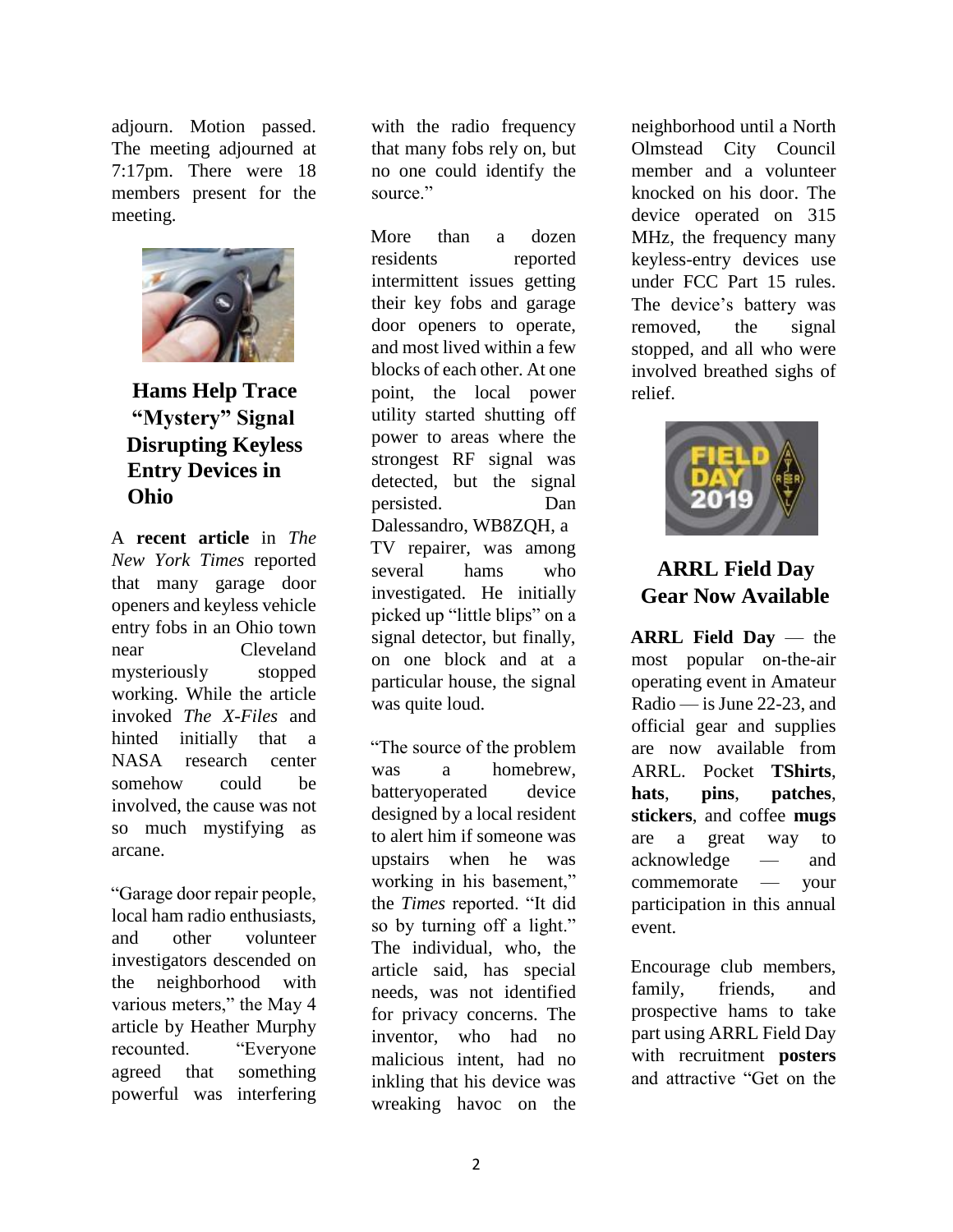adjourn. Motion passed. The meeting adjourned at 7:17pm. There were 18 members present for the meeting.

## Hams Help Trace "Mystery" Signal Disrupting Keyless Entry Devices in Ohio

A **recent article** in *The New York Times* reported that many garage door openers and keyless vehicle entry fobs in an Ohio town near Cleveland mysteriously stopped working. While the article invoked *The X-Files* and hinted initially that a NASA research center somehow could be involved, the cause was not so much mystifying as arcane.

"Garage door repair people, local ham radio enthusiasts, and other volunteer investigators descended on the neighborhood with various meters," the May 4 article by Heather Murphy recounted. "Everyone agreed that something powerful was interfering with the radio frequency that many fobs rely on, but no one could identify the source."

More than a dozen residents reported intermittent issues getting their key fobs and garage door openers to operate, and most lived within a few blocks of each other. At one point, the local power utility started shutting off power to areas where the strongest RF signal was detected, but the signal persisted. Dan Dalessandro, WB8ZQH, a TV repairer, was among several hams who investigated. He initially picked up "little blips" on a signal detector, but finally, on one block and at a particular house, the signal was quite loud.

"The source of the problem was a homebrew, batteryoperated device designed by a local resident to alert him if someone was upstairs when he was working in his basement," the *Times* reported. "It did so by turning off a light." The individual, who, the article said, has special needs, was not identified for privacy concerns. The inventor, who had no malicious intent, had no inkling that his device was wreaking havoc on the neighborhood until a North Olmstead City Council member and a volunteer knocked on his door. The device operated on 315 MHz, the frequency many keyless-entry devices use under FCC Part 15 rules. The device's battery was removed, the signal stopped, and all who were involved breathed sighs of relief.

## ARRL Field Day Gear Now Available

**ARRL Field Day** — the most popular on-the-air operating event in Amateur Radio — is June 22-23, and official gear and supplies are now available from ARRL. Pocket **TShirts**, **hats**, **pins**, **patches**, **stickers**, and coffee **mugs** are a great way to acknowledge — and commemorate — your participation in this annual event.

Encourage club members, family, friends, and prospective hams to take part using ARRL Field Day with recruitment **posters** and attractive "Get on the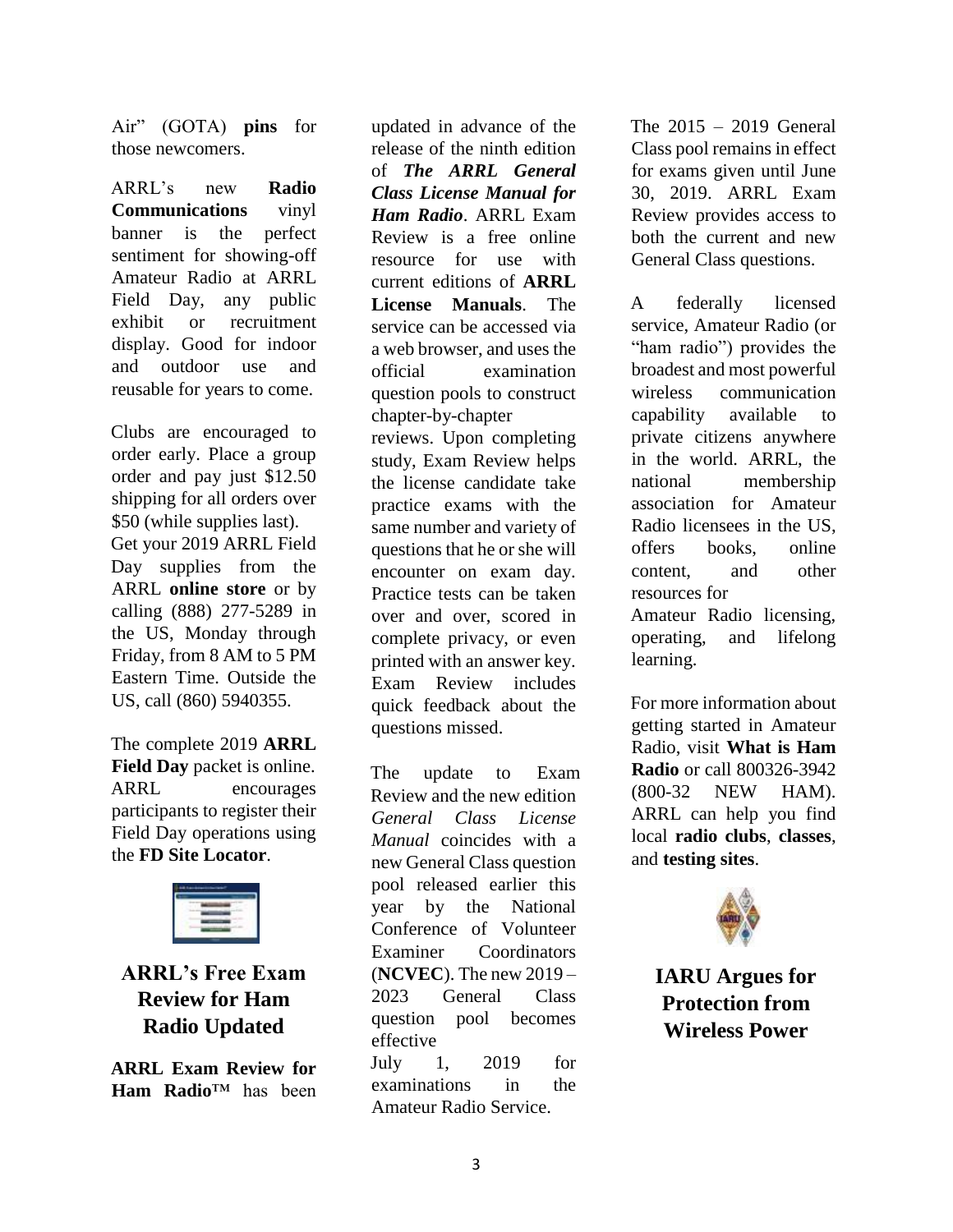Air" (GOTA) **pins** for those newcomers.

ARRL's new **Radio Communications** vinyl banner is the perfect sentiment for showing-off Amateur Radio at ARRL Field Day, any public exhibit or recruitment display. Good for indoor and outdoor use and reusable for years to come.

Clubs are encouraged to order early. Place a group order and pay just $12.50 shipping for all orders over $50 (while supplies last). Get your 2019 ARRL Field Day supplies from the ARRL **online store** or by calling (888) 277-5289 in the US, Monday through Friday, from 8 AM to 5 PM Eastern Time. Outside the US, call (860) 5940355.

The complete 2019 **ARRL Field Day** packet is online. ARRL encourages participants to register their Field Day operations using the **FD Site Locator**.

## ARRL's Free Exam Review for Ham Radio Updated

**ARRL Exam Review for Ham Radio™** has been updated in advance of the release of the ninth edition of ***The ARRL General Class License Manual for Ham Radio***. ARRL Exam Review is a free online resource for use with current editions of **ARRL License Manuals**. The service can be accessed via a web browser, and uses the official examination question pools to construct chapter-by-chapter reviews. Upon completing study, Exam Review helps the license candidate take practice exams with the same number and variety of questions that he or she will encounter on exam day. Practice tests can be taken over and over, scored in complete privacy, or even printed with an answer key. Exam Review includes quick feedback about the questions missed.

The update to Exam Review and the new edition *General Class License Manual* coincides with a new General Class question pool released earlier this year by the National Conference of Volunteer Examiner Coordinators (**NCVEC**). The new 2019 – 2023 General Class question pool becomes effective July 1, 2019 for examinations in the Amateur Radio Service.

The 2015 – 2019 General Class pool remains in effect for exams given until June 30, 2019. ARRL Exam Review provides access to both the current and new General Class questions.

A federally licensed service, Amateur Radio (or "ham radio") provides the broadest and most powerful wireless communication capability available to private citizens anywhere in the world. ARRL, the national membership association for Amateur Radio licensees in the US, offers books, online content, and other resources for Amateur Radio licensing, operating, and lifelong learning.

For more information about getting started in Amateur Radio, visit **What is Ham Radio** or call 800326-3942 (800-32 NEW HAM). ARRL can help you find local **radio clubs**, **classes**, and **testing sites**.

## IARU Argues for Protection from Wireless Power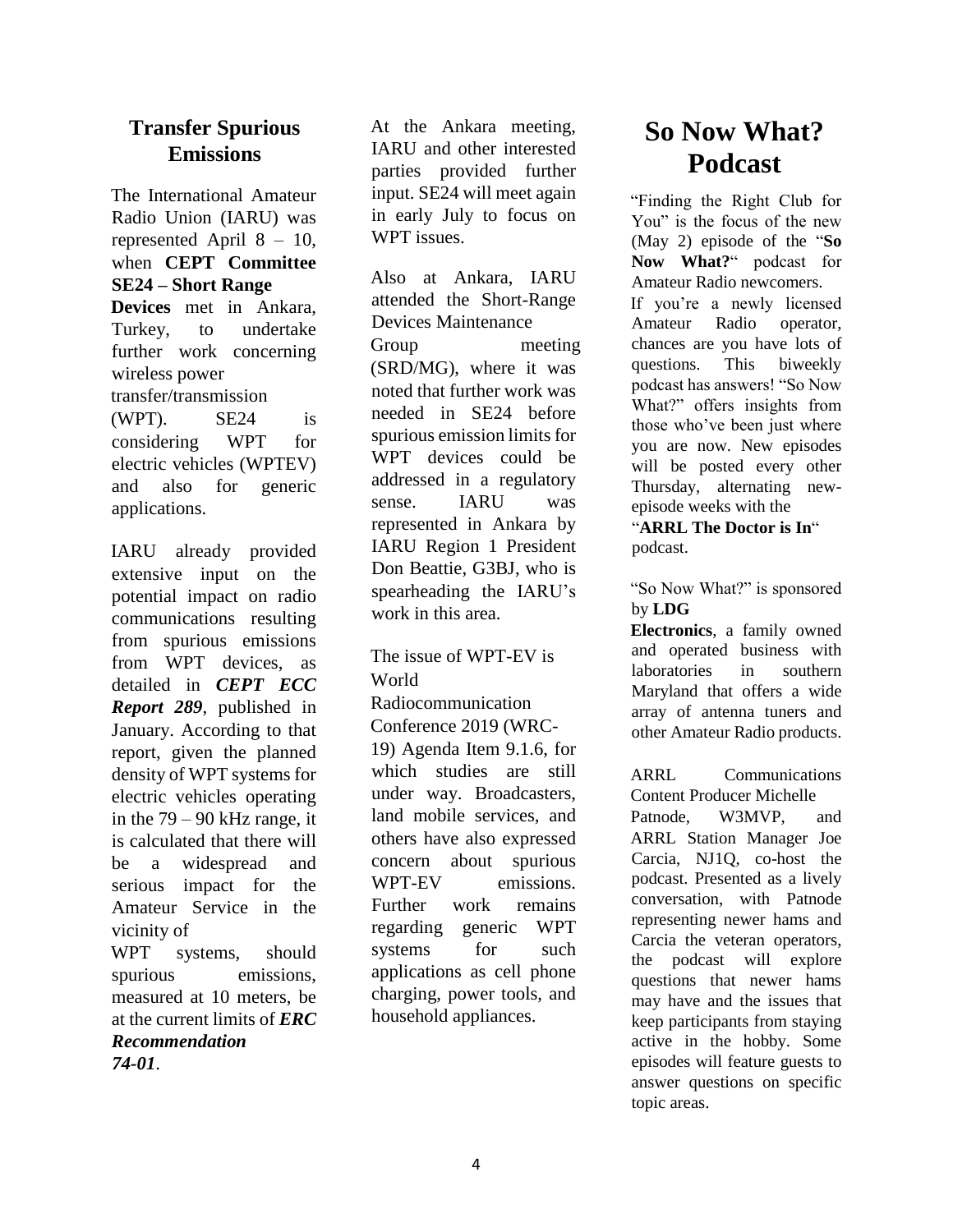## Transfer Spurious Emissions

The International Amateur Radio Union (IARU) was represented April 8 – 10, when **CEPT Committee SE24 – Short Range Devices** met in Ankara, Turkey, to undertake further work concerning wireless power transfer/transmission (WPT). SE24 is considering WPT for electric vehicles (WPTEV) and also for generic applications.

IARU already provided extensive input on the potential impact on radio communications resulting from spurious emissions from WPT devices, as detailed in ***CEPT ECC Report 289***, published in January. According to that report, given the planned density of WPT systems for electric vehicles operating in the 79 – 90 kHz range, it is calculated that there will be a widespread and serious impact for the Amateur Service in the vicinity of WPT systems, should spurious emissions, measured at 10 meters, be at the current limits of ***ERC Recommendation 74-01***.

At the Ankara meeting, IARU and other interested parties provided further input. SE24 will meet again in early July to focus on WPT issues.

Also at Ankara, IARU attended the Short-Range Devices Maintenance Group meeting (SRD/MG), where it was noted that further work was needed in SE24 before spurious emission limits for WPT devices could be addressed in a regulatory sense. IARU was represented in Ankara by IARU Region 1 President Don Beattie, G3BJ, who is spearheading the IARU's work in this area.

The issue of WPT-EV is World Radiocommunication Conference 2019 (WRC-19) Agenda Item 9.1.6, for which studies are still under way. Broadcasters, land mobile services, and others have also expressed concern about spurious WPT-EV emissions. Further work remains regarding generic WPT systems for such applications as cell phone charging, power tools, and household appliances.

# So Now What? Podcast

"Finding the Right Club for You" is the focus of the new (May 2) episode of the "**So Now What?**" podcast for Amateur Radio newcomers. If you're a newly licensed Amateur Radio operator, chances are you have lots of questions. This biweekly podcast has answers! "So Now What?" offers insights from those who've been just where you are now. New episodes will be posted every other Thursday, alternating new-episode weeks with the "**ARRL The Doctor is In**" podcast.

"So Now What?" is sponsored by **LDG Electronics**, a family owned and operated business with laboratories in southern Maryland that offers a wide array of antenna tuners and other Amateur Radio products.

ARRL Communications Content Producer Michelle Patnode, W3MVP, and ARRL Station Manager Joe Carcia, NJ1Q, co-host the podcast. Presented as a lively conversation, with Patnode representing newer hams and Carcia the veteran operators, the podcast will explore questions that newer hams may have and the issues that keep participants from staying active in the hobby. Some episodes will feature guests to answer questions on specific topic areas.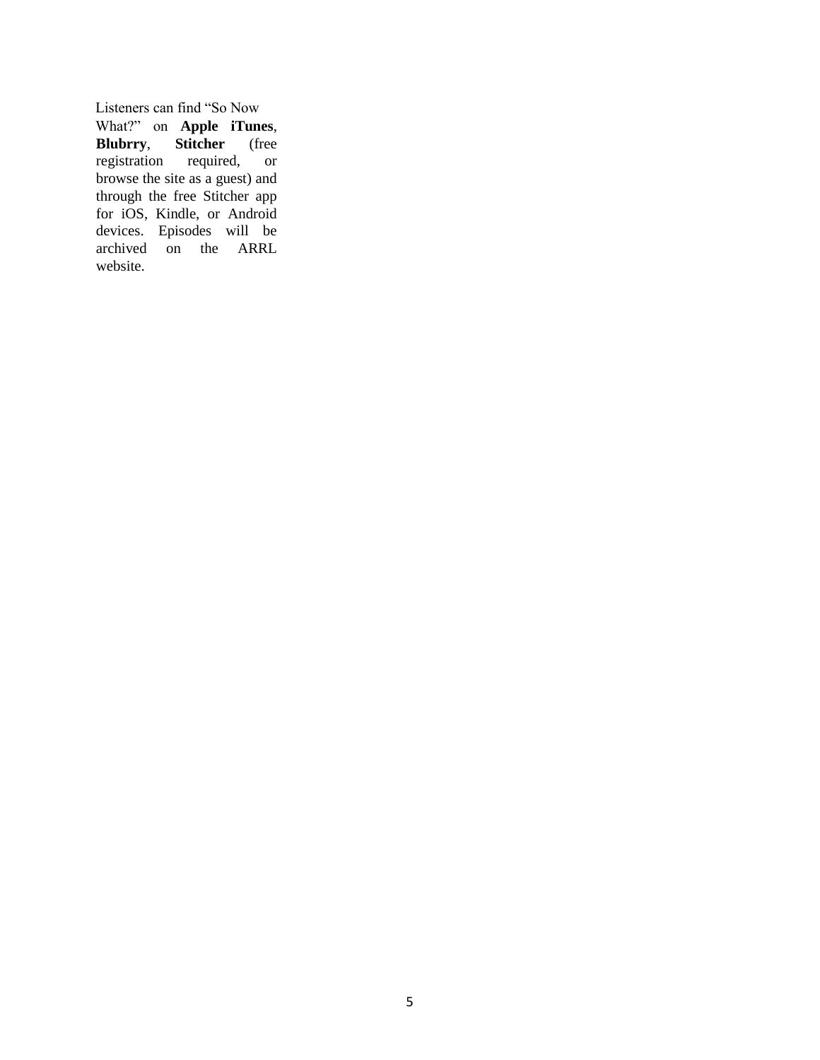Listeners can find "So Now What?" on **Apple iTunes**, **Blubrry**, **Stitcher** (free registration required, or browse the site as a guest) and through the free Stitcher app for iOS, Kindle, or Android devices. Episodes will be archived on the ARRL website.